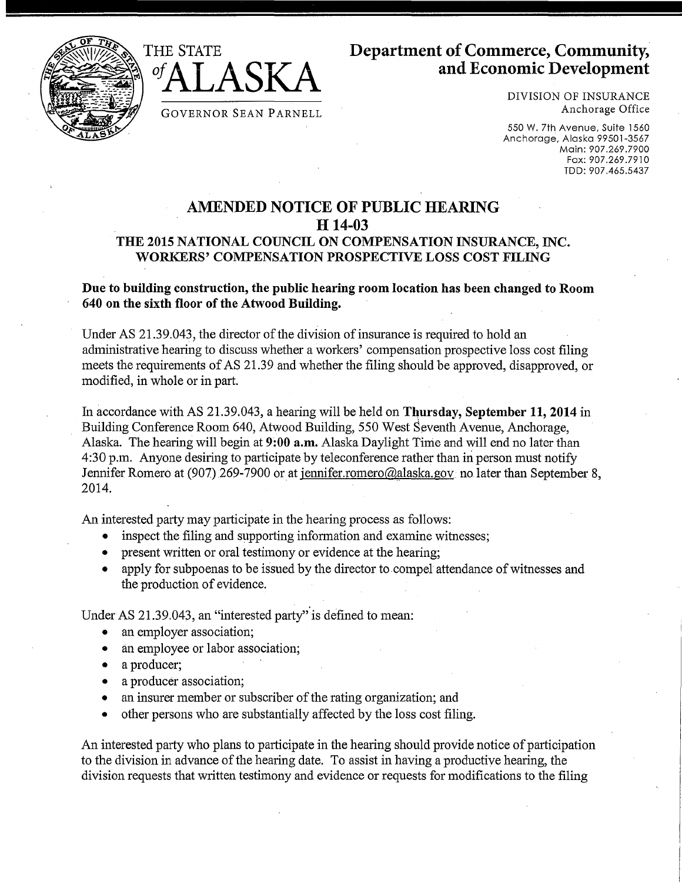THE STATE of ALASKA

GOVERNOR SEAN PARNELL

**Department of Commerce, Community, and Economic Development**

DIVISION OF INSURANCE
Anchorage Office

550 W. 7th Avenue, Suite 1560
Anchorage, Alaska 99501-3567
Main: 907.269.7900
Fax: 907.269.7910
TDD: 907.465.5437

# AMENDED NOTICE OF PUBLIC HEARING
## H 14-03
## THE 2015 NATIONAL COUNCIL ON COMPENSATION INSURANCE, INC. WORKERS' COMPENSATION PROSPECTIVE LOSS COST FILING

**Due to building construction, the public hearing room location has been changed to Room 640 on the sixth floor of the Atwood Building.**

Under AS 21.39.043, the director of the division of insurance is required to hold an administrative hearing to discuss whether a workers' compensation prospective loss cost filing meets the requirements of AS 21.39 and whether the filing should be approved, disapproved, or modified, in whole or in part.

In accordance with AS 21.39.043, a hearing will be held on **Thursday, September 11, 2014** in Building Conference Room 640, Atwood Building, 550 West Seventh Avenue, Anchorage, Alaska. The hearing will begin at **9:00 a.m.** Alaska Daylight Time and will end no later than 4:30 p.m. Anyone desiring to participate by teleconference rather than in person must notify Jennifer Romero at (907) 269-7900 or at jennifer.romero@alaska.gov no later than September 8, 2014.

An interested party may participate in the hearing process as follows:

- inspect the filing and supporting information and examine witnesses;
- present written or oral testimony or evidence at the hearing;
- apply for subpoenas to be issued by the director to compel attendance of witnesses and the production of evidence.

Under AS 21.39.043, an "interested party" is defined to mean:

- an employer association;
- an employee or labor association;
- a producer;
- a producer association;
- an insurer member or subscriber of the rating organization; and
- other persons who are substantially affected by the loss cost filing.

An interested party who plans to participate in the hearing should provide notice of participation to the division in advance of the hearing date. To assist in having a productive hearing, the division requests that written testimony and evidence or requests for modifications to the filing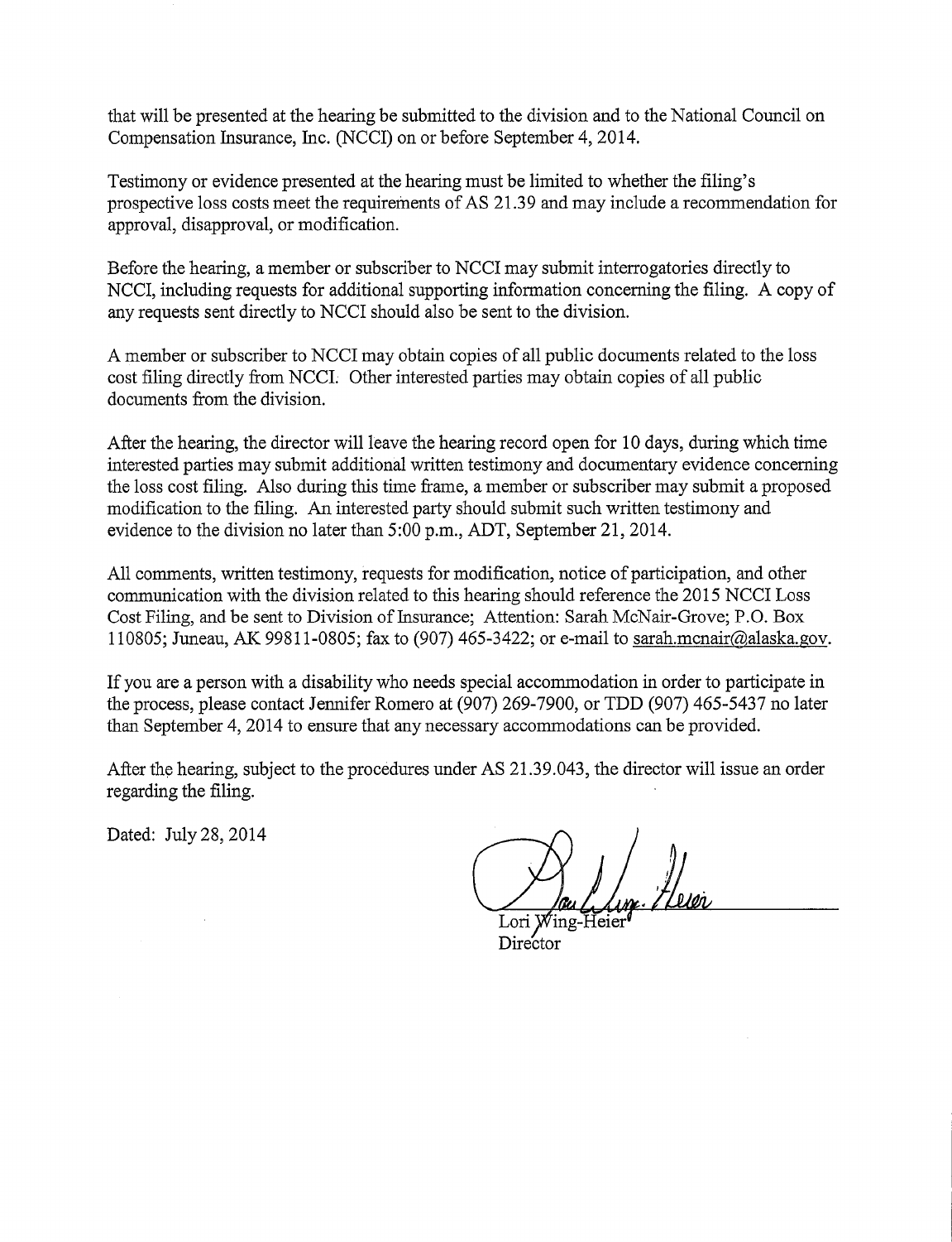that will be presented at the hearing be submitted to the division and to the National Council on Compensation Insurance, Inc. (NCCI) on or before September 4, 2014.

Testimony or evidence presented at the hearing must be limited to whether the filing's prospective loss costs meet the requirements of AS 21.39 and may include a recommendation for approval, disapproval, or modification.

Before the hearing, a member or subscriber to NCCI may submit interrogatories directly to NCCI, including requests for additional supporting information concerning the filing. A copy of any requests sent directly to NCCI should also be sent to the division.

A member or subscriber to NCCI may obtain copies of all public documents related to the loss cost filing directly from NCCI. Other interested parties may obtain copies of all public documents from the division.

After the hearing, the director will leave the hearing record open for 10 days, during which time interested parties may submit additional written testimony and documentary evidence concerning the loss cost filing. Also during this time frame, a member or subscriber may submit a proposed modification to the filing. An interested party should submit such written testimony and evidence to the division no later than 5:00 p.m., ADT, September 21, 2014.

All comments, written testimony, requests for modification, notice of participation, and other communication with the division related to this hearing should reference the 2015 NCCI Loss Cost Filing, and be sent to Division of Insurance; Attention: Sarah McNair-Grove; P.O. Box 110805; Juneau, AK 99811-0805; fax to (907) 465-3422; or e-mail to sarah.mcnair@alaska.gov.

If you are a person with a disability who needs special accommodation in order to participate in the process, please contact Jennifer Romero at (907) 269-7900, or TDD (907) 465-5437 no later than September 4, 2014 to ensure that any necessary accommodations can be provided.

After the hearing, subject to the procedures under AS 21.39.043, the director will issue an order regarding the filing.

Dated: July 28, 2014

Lori Wing-Heier
Director